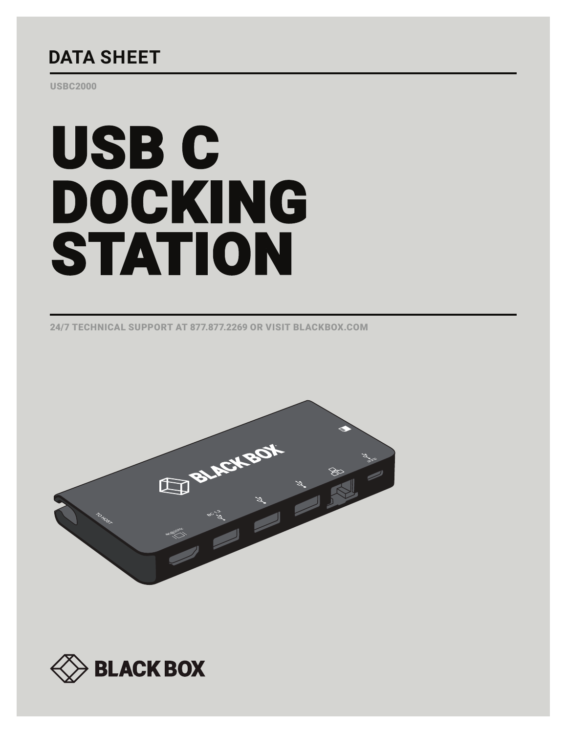## DATA SHEET

USBC2000

# USB C DOCKING STATION

24/7 TECHNICAL SUPPORT AT 877.877.2269 OR VISIT BLACKBOX.COM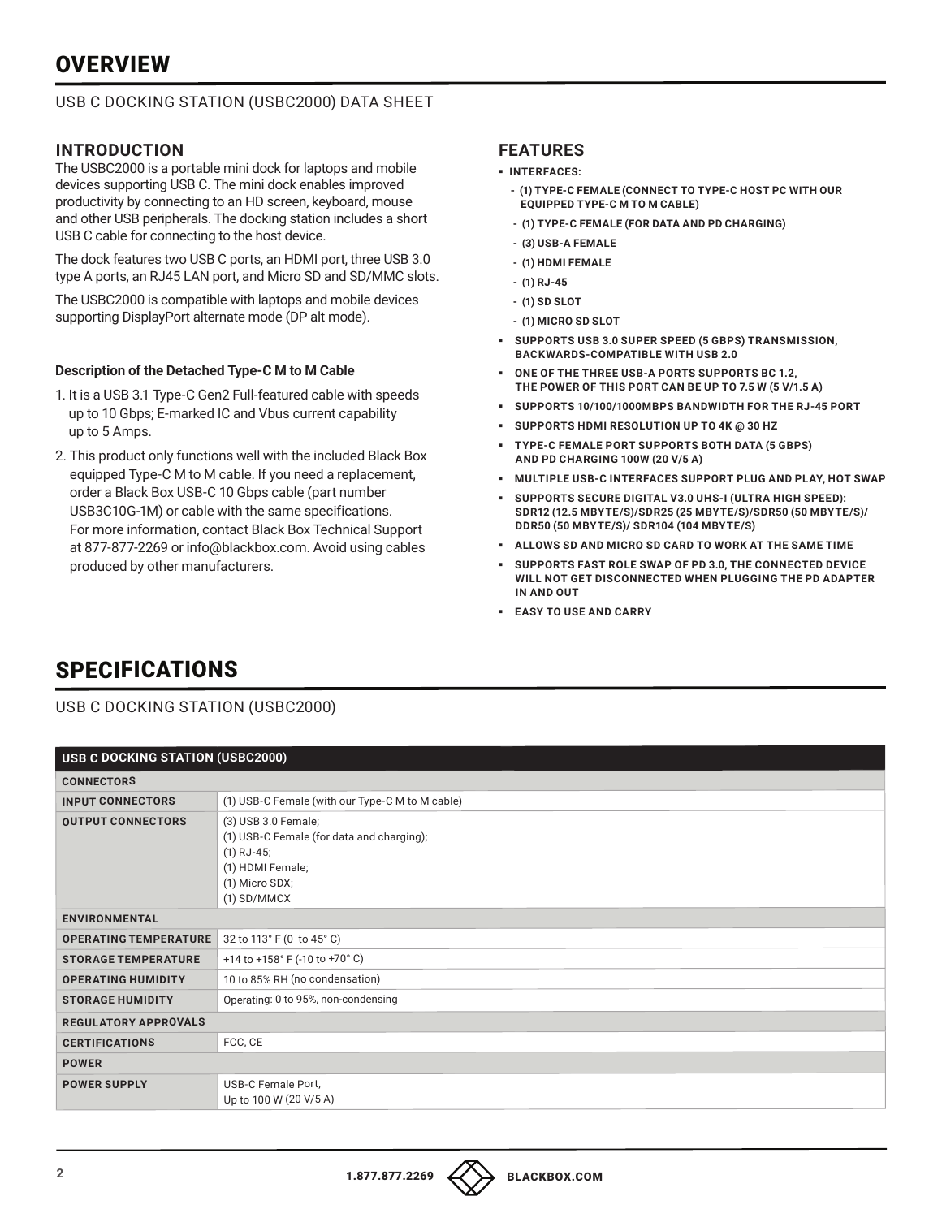# OVERVIEW

USB C DOCKING STATION (USBC2000) DATA SHEET

## INTRODUCTION

The USBC2000 is a portable mini dock for laptops and mobile devices supporting USB C. The mini dock enables improved productivity by connecting to an HD screen, keyboard, mouse and other USB peripherals. The docking station includes a short USB C cable for connecting to the host device.

The dock features two USB C ports, an HDMI port, three USB 3.0 type A ports, an RJ45 LAN port, and Micro SD and SD/MMC slots.

The USBC2000 is compatible with laptops and mobile devices supporting DisplayPort alternate mode (DP alt mode).

**Description of the Detached Type-C M to M Cable**

1. It is a USB 3.1 Type-C Gen2 Full-featured cable with speeds up to 10 Gbps; E-marked IC and Vbus current capability up to 5 Amps.
2. This product only functions well with the included Black Box equipped Type-C M to M cable. If you need a replacement, order a Black Box USB-C 10 Gbps cable (part number USB3C10G-1M) or cable with the same specifications. For more information, contact Black Box Technical Support at 877-877-2269 or info@blackbox.com. Avoid using cables produced by other manufacturers.

## FEATURES

- INTERFACES:
  - (1) TYPE-C FEMALE (CONNECT TO TYPE-C HOST PC WITH OUR EQUIPPED TYPE-C M TO M CABLE)
  - (1) TYPE-C FEMALE (FOR DATA AND PD CHARGING)
  - (3) USB-A FEMALE
  - (1) HDMI FEMALE
  - (1) RJ-45
  - (1) SD SLOT
  - (1) MICRO SD SLOT
- SUPPORTS USB 3.0 SUPER SPEED (5 GBPS) TRANSMISSION, BACKWARDS-COMPATIBLE WITH USB 2.0
- ONE OF THE THREE USB-A PORTS SUPPORTS BC 1.2, THE POWER OF THIS PORT CAN BE UP TO 7.5 W (5 V/1.5 A)
- SUPPORTS 10/100/1000MBPS BANDWIDTH FOR THE RJ-45 PORT
- SUPPORTS HDMI RESOLUTION UP TO 4K @ 30 HZ
- TYPE-C FEMALE PORT SUPPORTS BOTH DATA (5 GBPS) AND PD CHARGING 100W (20 V/5 A)
- MULTIPLE USB-C INTERFACES SUPPORT PLUG AND PLAY, HOT SWAP
- SUPPORTS SECURE DIGITAL V3.0 UHS-I (ULTRA HIGH SPEED): SDR12 (12.5 MBYTE/S)/SDR25 (25 MBYTE/S)/SDR50 (50 MBYTE/S)/ DDR50 (50 MBYTE/S)/ SDR104 (104 MBYTE/S)
- ALLOWS SD AND MICRO SD CARD TO WORK AT THE SAME TIME
- SUPPORTS FAST ROLE SWAP OF PD 3.0, THE CONNECTED DEVICE WILL NOT GET DISCONNECTED WHEN PLUGGING THE PD ADAPTER IN AND OUT
- EASY TO USE AND CARRY

# SPECIFICATIONS

USB C DOCKING STATION (USBC2000)

| USB C DOCKING STATION (USBC2000) | |
|---|---|
| **CONNECTORS** | |
| **INPUT CONNECTORS** | (1) USB-C Female (with our Type-C M to M cable) |
| **OUTPUT CONNECTORS** | (3) USB 3.0 Female;<br>(1) USB-C Female (for data and charging);<br>(1) RJ-45;<br>(1) HDMI Female;<br>(1) Micro SDX;<br>(1) SD/MMCX |
| **ENVIRONMENTAL** | |
| **OPERATING TEMPERATURE** | 32 to 113° F (0 to 45° C) |
| **STORAGE TEMPERATURE** | +14 to +158° F (-10 to +70° C) |
| **OPERATING HUMIDITY** | 10 to 85% RH (no condensation) |
| **STORAGE HUMIDITY** | Operating: 0 to 95%, non-condensing |
| **REGULATORY APPROVALS** | |
| **CERTIFICATIONS** | FCC, CE |
| **POWER** | |
| **POWER SUPPLY** | USB-C Female Port,<br>Up to 100 W (20 V/5 A) |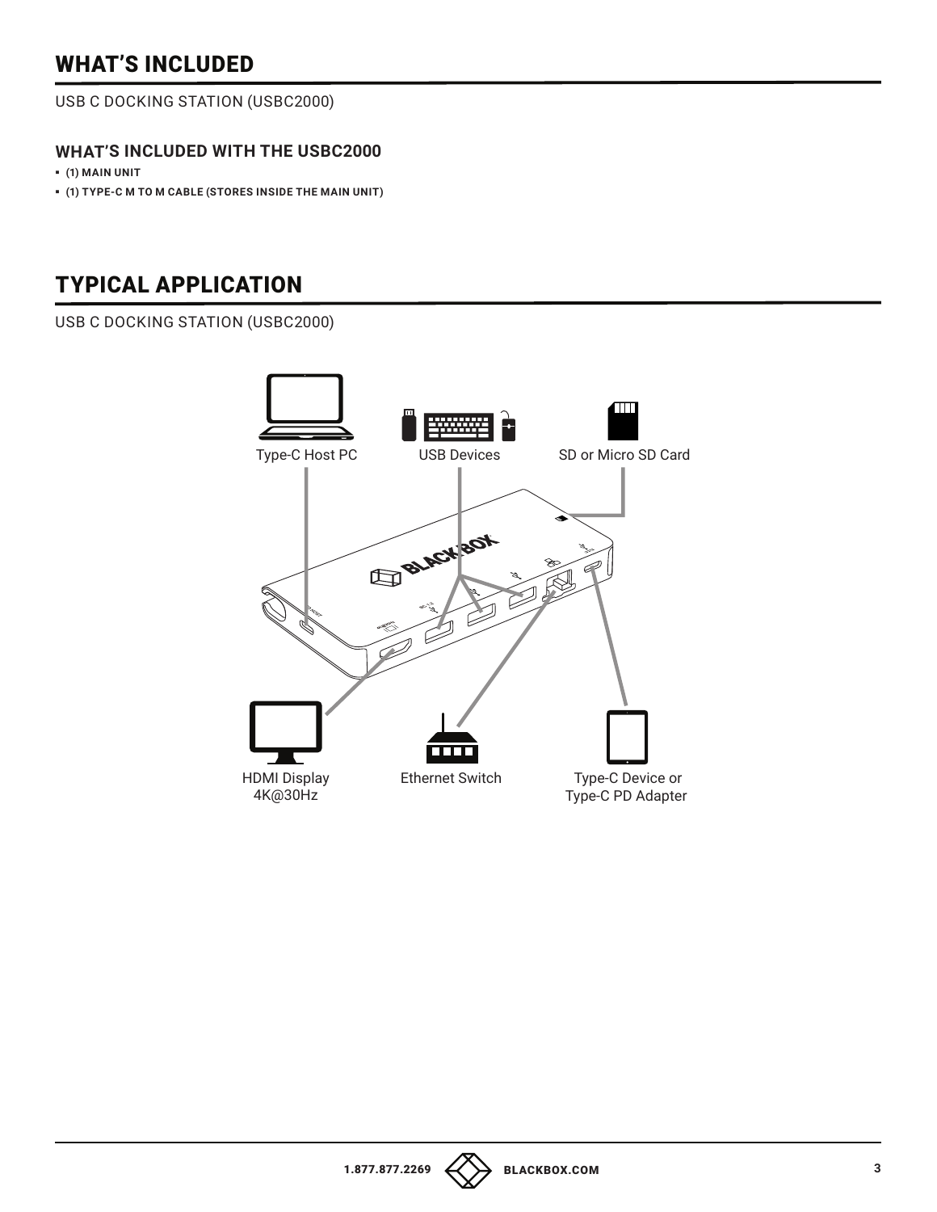## WHAT'S INCLUDED

USB C DOCKING STATION (USBC2000)

### WHAT'S INCLUDED WITH THE USBC2000

- (1) MAIN UNIT
- (1) TYPE-C M TO M CABLE (STORES INSIDE THE MAIN UNIT)

## TYPICAL APPLICATION

USB C DOCKING STATION (USBC2000)

Type-C Host PC

USB Devices

SD or Micro SD Card

HDMI Display 4K@30Hz

Ethernet Switch

Type-C Device or Type-C PD Adapter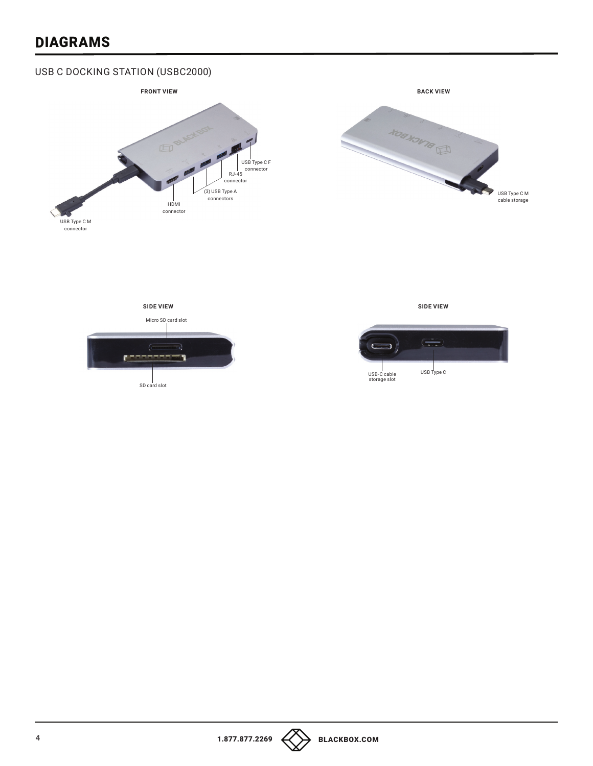# DIAGRAMS

## USB C DOCKING STATION (USBC2000)

**FRONT VIEW**

USB Type C F connector

RJ-45 connector

(3) USB Type A connectors

HDMI connector

USB Type C M connector

**BACK VIEW**

USB Type C M cable storage

**SIDE VIEW**

Micro SD card slot

SD card slot

**SIDE VIEW**

USB-C cable storage slot

USB Type C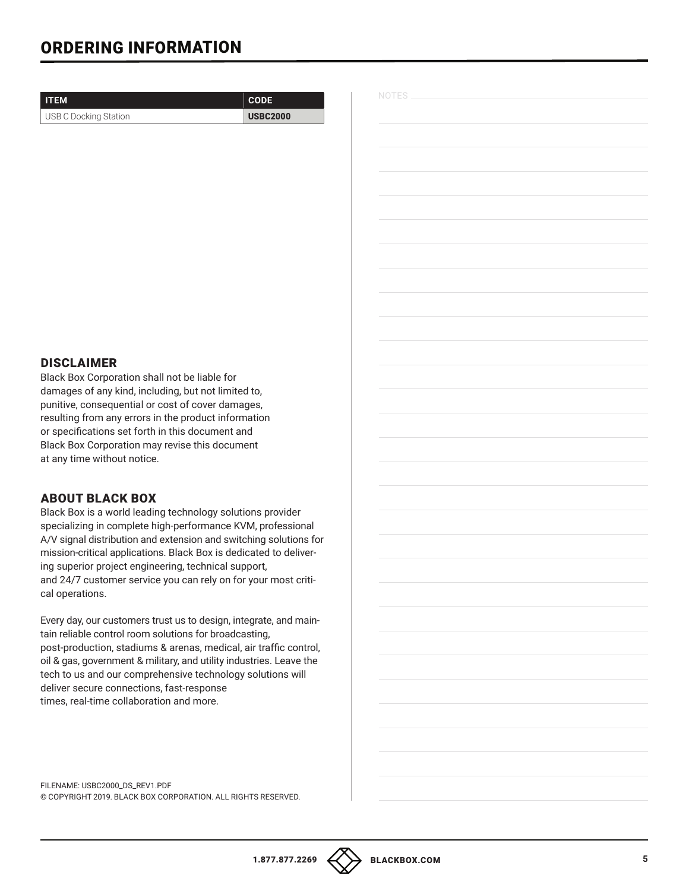# ORDERING INFORMATION

| ITEM | CODE |
| --- | --- |
| USB C Docking Station | **USBC2000** |

NOTES

## DISCLAIMER

Black Box Corporation shall not be liable for damages of any kind, including, but not limited to, punitive, consequential or cost of cover damages, resulting from any errors in the product information or specifications set forth in this document and Black Box Corporation may revise this document at any time without notice.

## ABOUT BLACK BOX

Black Box is a world leading technology solutions provider specializing in complete high-performance KVM, professional A/V signal distribution and extension and switching solutions for mission-critical applications. Black Box is dedicated to delivering superior project engineering, technical support, and 24/7 customer service you can rely on for your most critical operations.

Every day, our customers trust us to design, integrate, and maintain reliable control room solutions for broadcasting, post-production, stadiums & arenas, medical, air traffic control, oil & gas, government & military, and utility industries. Leave the tech to us and our comprehensive technology solutions will deliver secure connections, fast-response times, real-time collaboration and more.

FILENAME: USBC2000_DS_REV1.PDF
© COPYRIGHT 2019. BLACK BOX CORPORATION. ALL RIGHTS RESERVED.